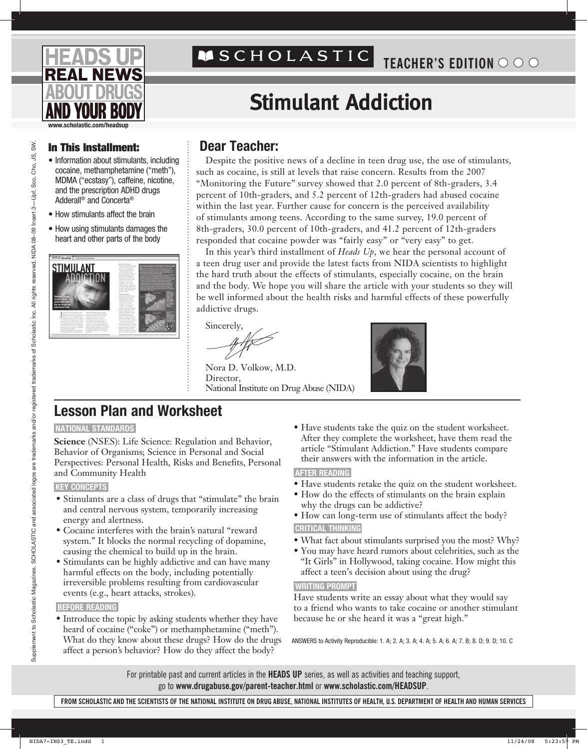HEADS UP
REAL NEWS
ABOUT DRUGS
AND YOUR BODY

www.scholastic.com/headsup

SCHOLASTIC TEACHER'S EDITION

# Stimulant Addiction

### In This Installment:

- Information about stimulants, including cocaine, methamphetamine ("meth"), MDMA ("ecstasy"), caffeine, nicotine, and the prescription ADHD drugs Adderall® and Concerta®
- How stimulants affect the brain
- How using stimulants damages the heart and other parts of the body

## Dear Teacher:

Despite the positive news of a decline in teen drug use, the use of stimulants, such as cocaine, is still at levels that raise concern. Results from the 2007 "Monitoring the Future" survey showed that 2.0 percent of 8th-graders, 3.4 percent of 10th-graders, and 5.2 percent of 12th-graders had abused cocaine within the last year. Further cause for concern is the perceived availability of stimulants among teens. According to the same survey, 19.0 percent of 8th-graders, 30.0 percent of 10th-graders, and 41.2 percent of 12th-graders responded that cocaine powder was "fairly easy" or "very easy" to get.

In this year's third installment of *Heads Up*, we hear the personal account of a teen drug user and provide the latest facts from NIDA scientists to highlight the hard truth about the effects of stimulants, especially cocaine, on the brain and the body. We hope you will share the article with your students so they will be well informed about the health risks and harmful effects of these powerfully addictive drugs.

Sincerely,

Nora D. Volkow, M.D.
Director,
National Institute on Drug Abuse (NIDA)

## Lesson Plan and Worksheet

**NATIONAL STANDARDS**

**Science** (NSES): Life Science: Regulation and Behavior, Behavior of Organisms; Science in Personal and Social Perspectives: Personal Health, Risks and Benefits, Personal and Community Health

**KEY CONCEPTS**

- Stimulants are a class of drugs that "stimulate" the brain and central nervous system, temporarily increasing energy and alertness.
- Cocaine interferes with the brain's natural "reward system." It blocks the normal recycling of dopamine, causing the chemical to build up in the brain.
- Stimulants can be highly addictive and can have many harmful effects on the body, including potentially irreversible problems resulting from cardiovascular events (e.g., heart attacks, strokes).

**BEFORE READING**

- Introduce the topic by asking students whether they have heard of cocaine ("coke") or methamphetamine ("meth"). What do they know about these drugs? How do the drugs affect a person's behavior? How do they affect the body?
- Have students take the quiz on the student worksheet. After they complete the worksheet, have them read the article "Stimulant Addiction." Have students compare their answers with the information in the article.

**AFTER READING**

- Have students retake the quiz on the student worksheet.
- How do the effects of stimulants on the brain explain why the drugs can be addictive?
- How can long-term use of stimulants affect the body?

**CRITICAL THINKING**

- What fact about stimulants surprised you the most? Why?
- You may have heard rumors about celebrities, such as the "It Girls" in Hollywood, taking cocaine. How might this affect a teen's decision about using the drug?

**WRITING PROMPT**

Have students write an essay about what they would say to a friend who wants to take cocaine or another stimulant because he or she heard it was a "great high."

ANSWERS to Activity Reproducible: 1. A; 2. A; 3. A; 4. A; 5. A; 6. A; 7. B; 8. D; 9. D; 10. C

For printable past and current articles in the **HEADS UP** series, as well as activities and teaching support, go to **www.drugabuse.gov/parent-teacher.html** or **www.scholastic.com/HEADSUP**.

**FROM SCHOLASTIC AND THE SCIENTISTS OF THE NATIONAL INSTITUTE ON DRUG ABUSE, NATIONAL INSTITUTES OF HEALTH, U.S. DEPARTMENT OF HEALTH AND HUMAN SERVICES**

Supplement to Scholastic Magazines. SCHOLASTIC and associated logos are trademarks and/or registered trademarks of Scholastic Inc. All rights reserved. NIDA 08–09 Insert 3—Upf, Sco, Cho, JS, SW.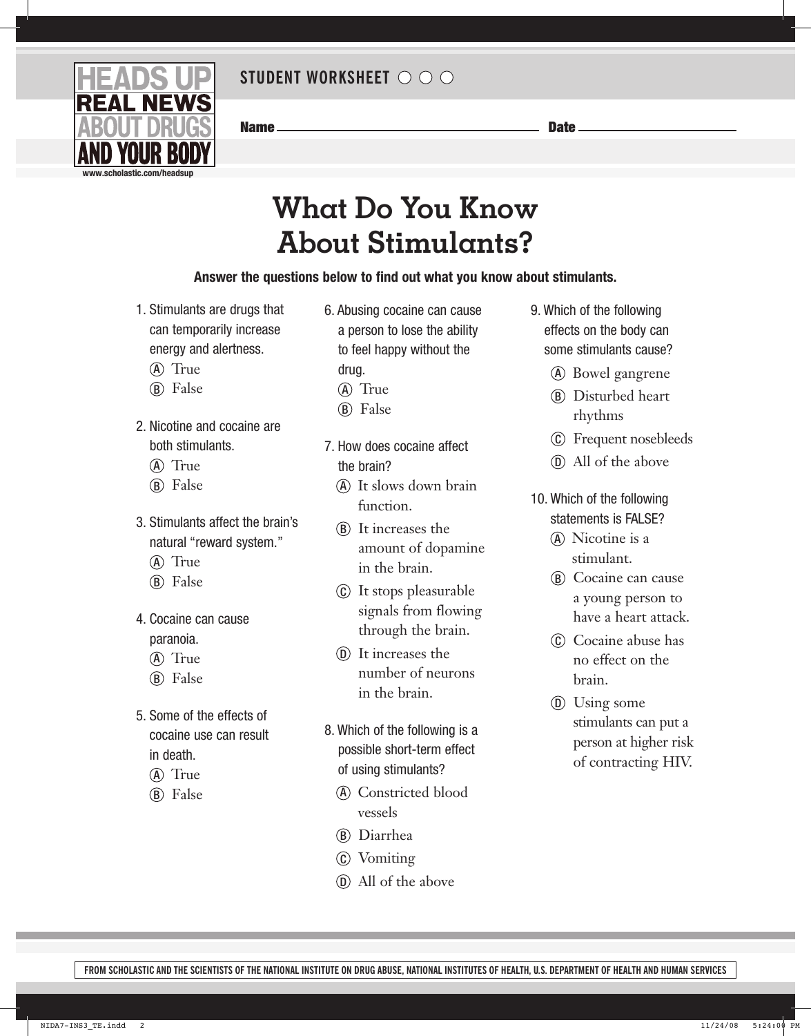HEADS UP
REAL NEWS
ABOUT DRUGS
AND YOUR BODY

www.scholastic.com/headsup

STUDENT WORKSHEET ○ ○ ○

Name ______________________________ Date ________________

# What Do You Know About Stimulants?

**Answer the questions below to find out what you know about stimulants.**

1. Stimulants are drugs that can temporarily increase energy and alertness.
   - Ⓐ True
   - Ⓑ False

2. Nicotine and cocaine are both stimulants.
   - Ⓐ True
   - Ⓑ False

3. Stimulants affect the brain's natural "reward system."
   - Ⓐ True
   - Ⓑ False

4. Cocaine can cause paranoia.
   - Ⓐ True
   - Ⓑ False

5. Some of the effects of cocaine use can result in death.
   - Ⓐ True
   - Ⓑ False

6. Abusing cocaine can cause a person to lose the ability to feel happy without the drug.
   - Ⓐ True
   - Ⓑ False

7. How does cocaine affect the brain?
   - Ⓐ It slows down brain function.
   - Ⓑ It increases the amount of dopamine in the brain.
   - Ⓒ It stops pleasurable signals from flowing through the brain.
   - Ⓓ It increases the number of neurons in the brain.

8. Which of the following is a possible short-term effect of using stimulants?
   - Ⓐ Constricted blood vessels
   - Ⓑ Diarrhea
   - Ⓒ Vomiting
   - Ⓓ All of the above

9. Which of the following effects on the body can some stimulants cause?
   - Ⓐ Bowel gangrene
   - Ⓑ Disturbed heart rhythms
   - Ⓒ Frequent nosebleeds
   - Ⓓ All of the above

10. Which of the following statements is FALSE?
    - Ⓐ Nicotine is a stimulant.
    - Ⓑ Cocaine can cause a young person to have a heart attack.
    - Ⓒ Cocaine abuse has no effect on the brain.
    - Ⓓ Using some stimulants can put a person at higher risk of contracting HIV.

FROM SCHOLASTIC AND THE SCIENTISTS OF THE NATIONAL INSTITUTE ON DRUG ABUSE, NATIONAL INSTITUTES OF HEALTH, U.S. DEPARTMENT OF HEALTH AND HUMAN SERVICES